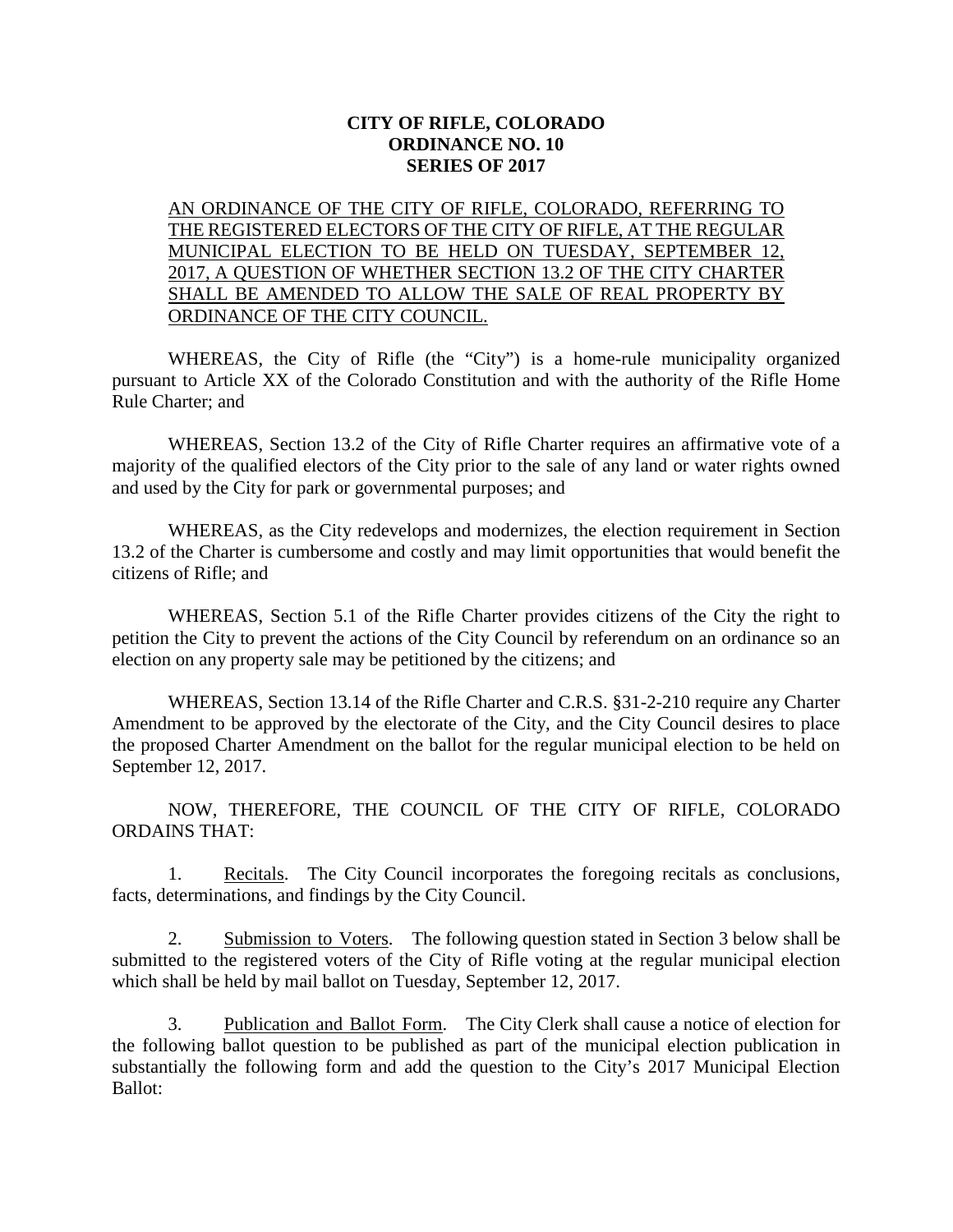**CITY OF RIFLE, COLORADO**
**ORDINANCE NO. 10**
**SERIES OF 2017**

AN ORDINANCE OF THE CITY OF RIFLE, COLORADO, REFERRING TO THE REGISTERED ELECTORS OF THE CITY OF RIFLE, AT THE REGULAR MUNICIPAL ELECTION TO BE HELD ON TUESDAY, SEPTEMBER 12, 2017, A QUESTION OF WHETHER SECTION 13.2 OF THE CITY CHARTER SHALL BE AMENDED TO ALLOW THE SALE OF REAL PROPERTY BY ORDINANCE OF THE CITY COUNCIL.

WHEREAS, the City of Rifle (the "City") is a home-rule municipality organized pursuant to Article XX of the Colorado Constitution and with the authority of the Rifle Home Rule Charter; and

WHEREAS, Section 13.2 of the City of Rifle Charter requires an affirmative vote of a majority of the qualified electors of the City prior to the sale of any land or water rights owned and used by the City for park or governmental purposes; and

WHEREAS, as the City redevelops and modernizes, the election requirement in Section 13.2 of the Charter is cumbersome and costly and may limit opportunities that would benefit the citizens of Rifle; and

WHEREAS, Section 5.1 of the Rifle Charter provides citizens of the City the right to petition the City to prevent the actions of the City Council by referendum on an ordinance so an election on any property sale may be petitioned by the citizens; and

WHEREAS, Section 13.14 of the Rifle Charter and C.R.S. §31-2-210 require any Charter Amendment to be approved by the electorate of the City, and the City Council desires to place the proposed Charter Amendment on the ballot for the regular municipal election to be held on September 12, 2017.

NOW, THEREFORE, THE COUNCIL OF THE CITY OF RIFLE, COLORADO ORDAINS THAT:

1. Recitals. The City Council incorporates the foregoing recitals as conclusions, facts, determinations, and findings by the City Council.

2. Submission to Voters. The following question stated in Section 3 below shall be submitted to the registered voters of the City of Rifle voting at the regular municipal election which shall be held by mail ballot on Tuesday, September 12, 2017.

3. Publication and Ballot Form. The City Clerk shall cause a notice of election for the following ballot question to be published as part of the municipal election publication in substantially the following form and add the question to the City's 2017 Municipal Election Ballot: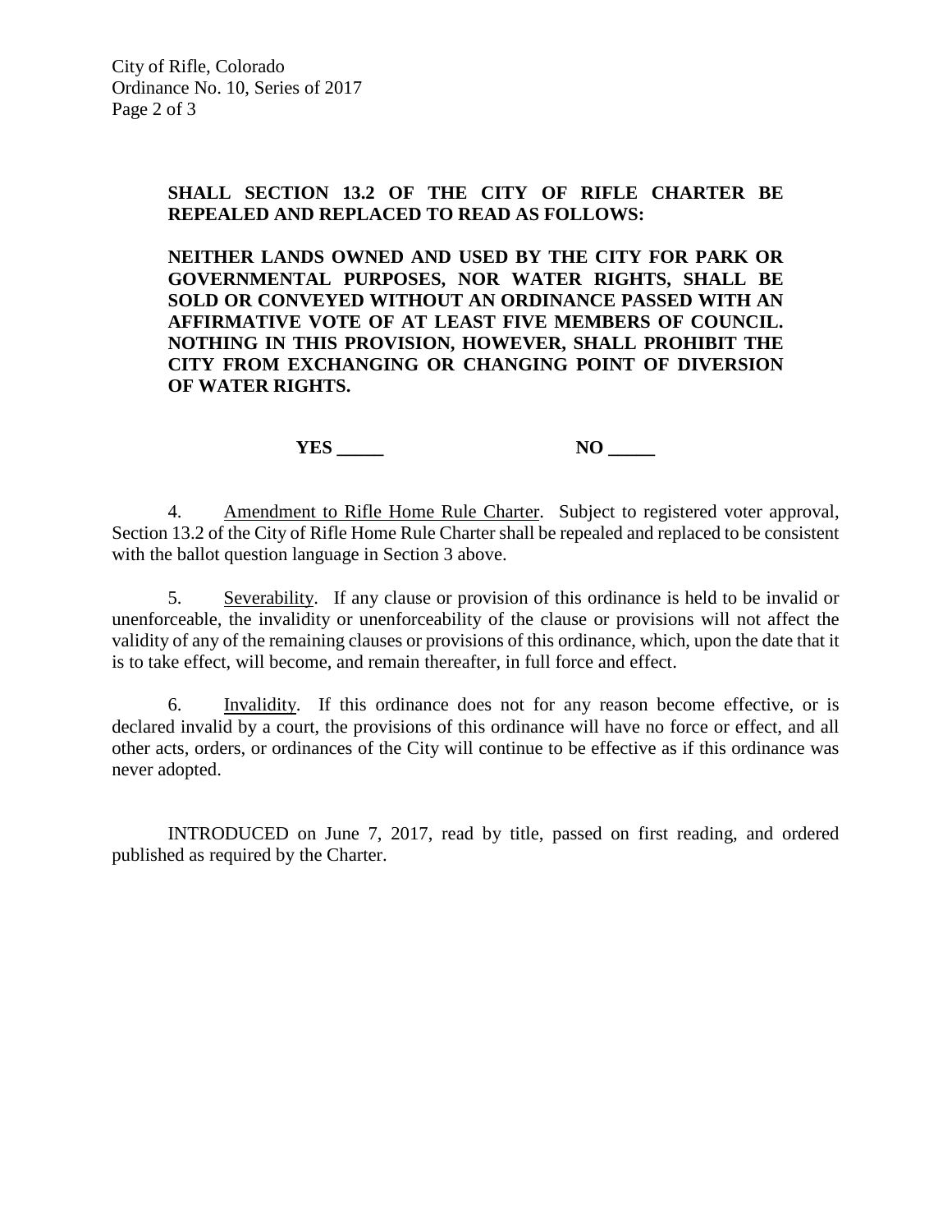**SHALL SECTION 13.2 OF THE CITY OF RIFLE CHARTER BE REPEALED AND REPLACED TO READ AS FOLLOWS:**

**NEITHER LANDS OWNED AND USED BY THE CITY FOR PARK OR GOVERNMENTAL PURPOSES, NOR WATER RIGHTS, SHALL BE SOLD OR CONVEYED WITHOUT AN ORDINANCE PASSED WITH AN AFFIRMATIVE VOTE OF AT LEAST FIVE MEMBERS OF COUNCIL. NOTHING IN THIS PROVISION, HOWEVER, SHALL PROHIBIT THE CITY FROM EXCHANGING OR CHANGING POINT OF DIVERSION OF WATER RIGHTS.**

**YES _____** **NO _____**

4. Amendment to Rifle Home Rule Charter. Subject to registered voter approval, Section 13.2 of the City of Rifle Home Rule Charter shall be repealed and replaced to be consistent with the ballot question language in Section 3 above.

5. Severability. If any clause or provision of this ordinance is held to be invalid or unenforceable, the invalidity or unenforceability of the clause or provisions will not affect the validity of any of the remaining clauses or provisions of this ordinance, which, upon the date that it is to take effect, will become, and remain thereafter, in full force and effect.

6. Invalidity. If this ordinance does not for any reason become effective, or is declared invalid by a court, the provisions of this ordinance will have no force or effect, and all other acts, orders, or ordinances of the City will continue to be effective as if this ordinance was never adopted.

INTRODUCED on June 7, 2017, read by title, passed on first reading, and ordered published as required by the Charter.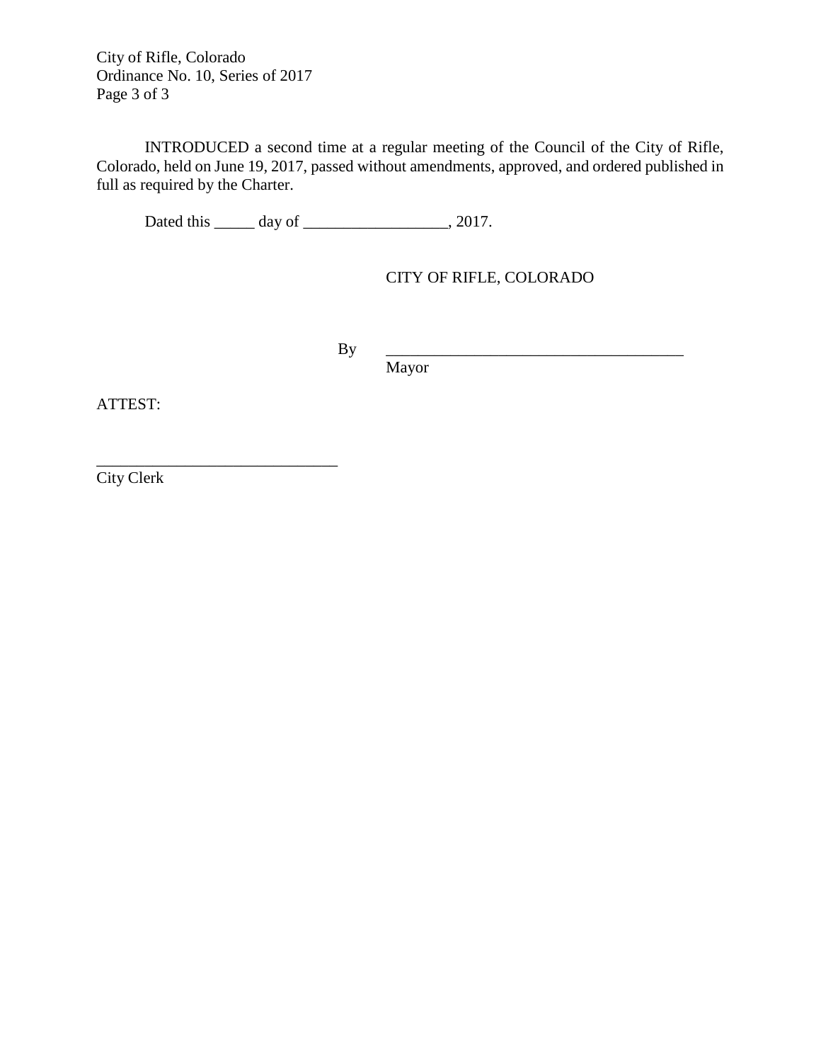INTRODUCED a second time at a regular meeting of the Council of the City of Rifle, Colorado, held on June 19, 2017, passed without amendments, approved, and ordered published in full as required by the Charter.

Dated this _____ day of __________________, 2017.

CITY OF RIFLE, COLORADO

By ______________________________________
Mayor

ATTEST:

______________________________
City Clerk